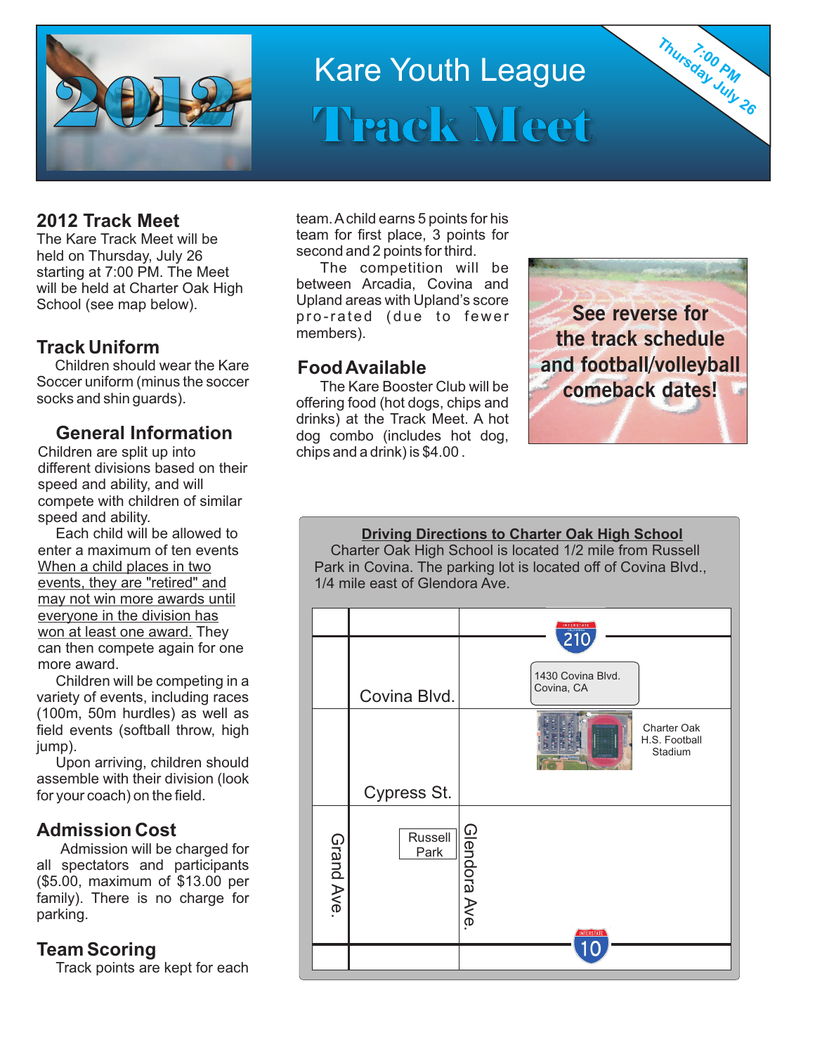# Kare Youth League Track Meet

2012

7:00 PM Thursday July 26

## 2012 Track Meet

The Kare Track Meet will be held on Thursday, July 26 starting at 7:00 PM. The Meet will be held at Charter Oak High School (see map below).

## Track Uniform

Children should wear the Kare Soccer uniform (minus the soccer socks and shin guards).

## General Information

Children are split up into different divisions based on their speed and ability, and will compete with children of similar speed and ability.

Each child will be allowed to enter a maximum of ten events When a child places in two events, they are "retired" and may not win more awards until everyone in the division has won at least one award. They can then compete again for one more award.

Children will be competing in a variety of events, including races (100m, 50m hurdles) as well as field events (softball throw, high jump).

Upon arriving, children should assemble with their division (look for your coach) on the field.

## Admission Cost

Admission will be charged for all spectators and participants ($5.00, maximum of $13.00 per family). There is no charge for parking.

## Team Scoring

Track points are kept for each team. A child earns 5 points for his team for first place, 3 points for second and 2 points for third.

The competition will be between Arcadia, Covina and Upland areas with Upland's score pro-rated (due to fewer members).

## Food Available

The Kare Booster Club will be offering food (hot dogs, chips and drinks) at the Track Meet. A hot dog combo (includes hot dog, chips and a drink) is $4.00 .

**See reverse for the track schedule and football/volleyball comeback dates!**

**Driving Directions to Charter Oak High School**

Charter Oak High School is located 1/2 mile from Russell Park in Covina. The parking lot is located off of Covina Blvd., 1/4 mile east of Glendora Ave.

Map labels: Interstate 210; 1430 Covina Blvd. Covina, CA; Covina Blvd.; Charter Oak H.S. Football Stadium; Cypress St.; Grand Ave.; Russell Park; Glendora Ave.; Interstate 10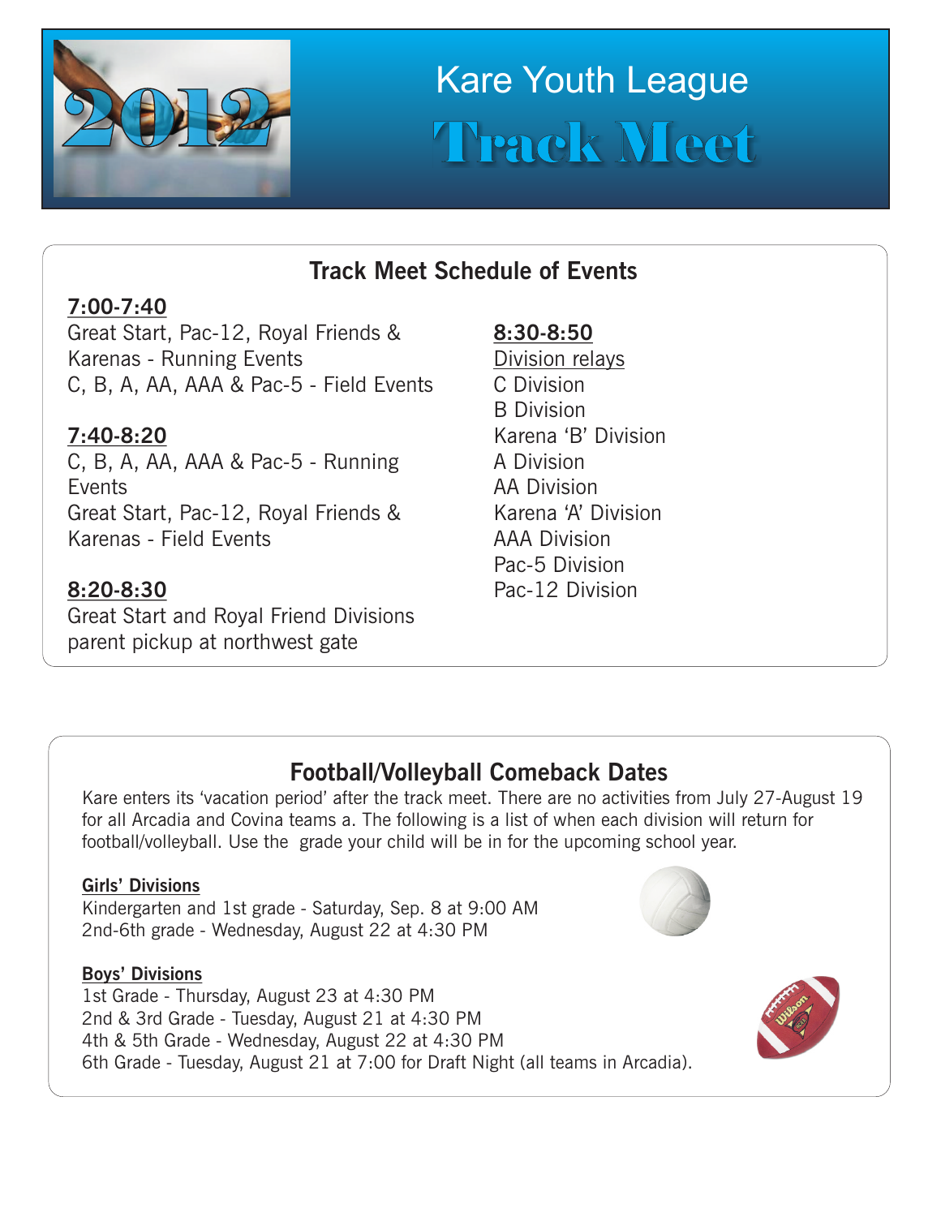# Kare Youth League
# Track Meet

## Track Meet Schedule of Events

**7:00-7:40**
Great Start, Pac-12, Royal Friends & Karenas - Running Events
C, B, A, AA, AAA & Pac-5 - Field Events

**7:40-8:20**
C, B, A, AA, AAA & Pac-5 - Running Events
Great Start, Pac-12, Royal Friends & Karenas - Field Events

**8:20-8:30**
Great Start and Royal Friend Divisions parent pickup at northwest gate

**8:30-8:50**
Division relays
C Division
B Division
Karena 'B' Division
A Division
AA Division
Karena 'A' Division
AAA Division
Pac-5 Division
Pac-12 Division

## Football/Volleyball Comeback Dates

Kare enters its 'vacation period' after the track meet. There are no activities from July 27-August 19 for all Arcadia and Covina teams a. The following is a list of when each division will return for football/volleyball. Use the grade your child will be in for the upcoming school year.

**Girls' Divisions**
Kindergarten and 1st grade - Saturday, Sep. 8 at 9:00 AM
2nd-6th grade - Wednesday, August 22 at 4:30 PM

**Boys' Divisions**
1st Grade - Thursday, August 23 at 4:30 PM
2nd & 3rd Grade - Tuesday, August 21 at 4:30 PM
4th & 5th Grade - Wednesday, August 22 at 4:30 PM
6th Grade - Tuesday, August 21 at 7:00 for Draft Night (all teams in Arcadia).